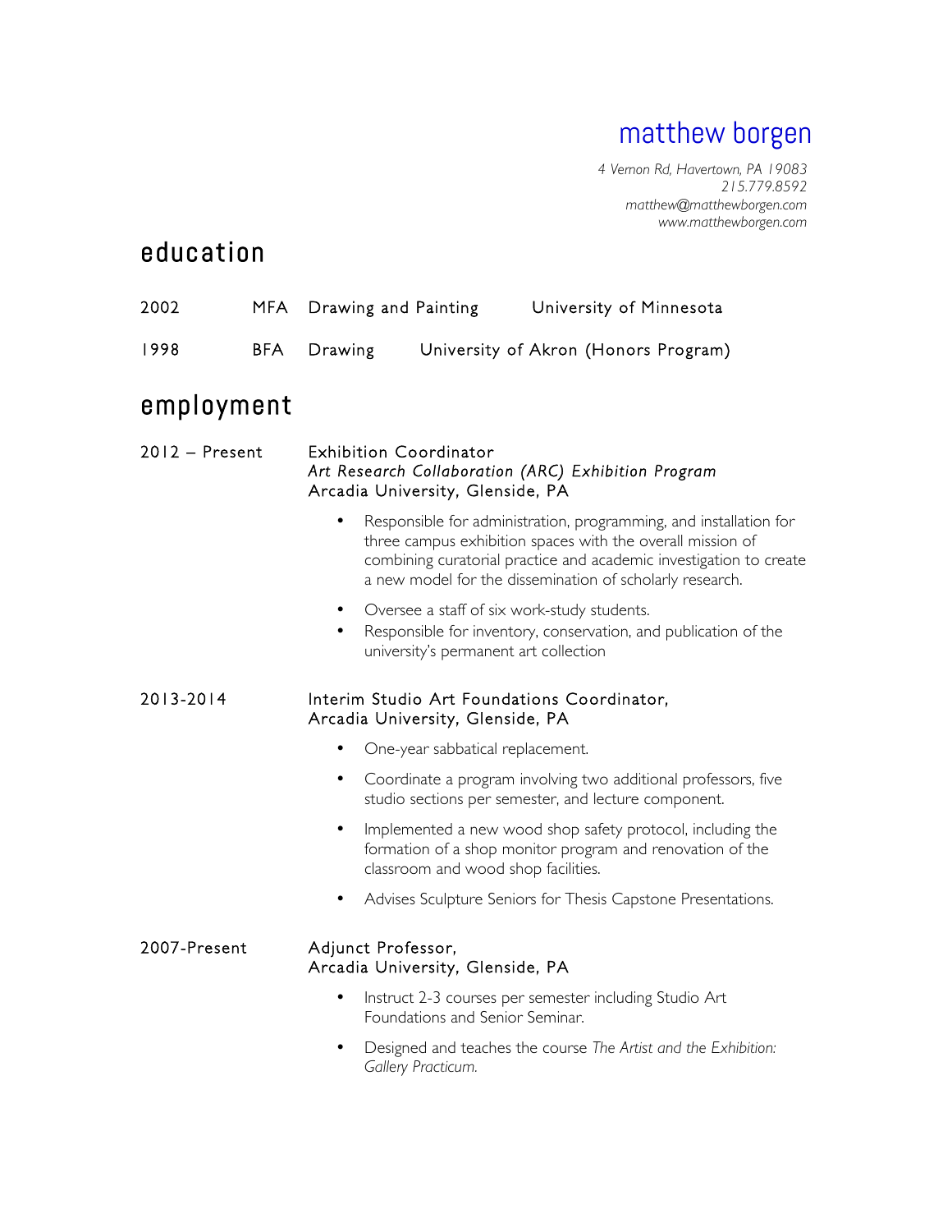# matthew borgen

*4 Vernon Rd, Havertown, PA 19083*
*215.779.8592*
*matthew@matthewborgen.com*
*www.matthewborgen.com*

## education

2002 MFA Drawing and Painting University of Minnesota

1998 BFA Drawing University of Akron (Honors Program)

## employment

**2012 – Present**

Exhibition Coordinator
*Art Research Collaboration (ARC) Exhibition Program*
Arcadia University, Glenside, PA

- Responsible for administration, programming, and installation for three campus exhibition spaces with the overall mission of combining curatorial practice and academic investigation to create a new model for the dissemination of scholarly research.
- Oversee a staff of six work-study students.
- Responsible for inventory, conservation, and publication of the university's permanent art collection

**2013-2014**

Interim Studio Art Foundations Coordinator,
Arcadia University, Glenside, PA

- One-year sabbatical replacement.
- Coordinate a program involving two additional professors, five studio sections per semester, and lecture component.
- Implemented a new wood shop safety protocol, including the formation of a shop monitor program and renovation of the classroom and wood shop facilities.
- Advises Sculpture Seniors for Thesis Capstone Presentations.

**2007-Present**

Adjunct Professor,
Arcadia University, Glenside, PA

- Instruct 2-3 courses per semester including Studio Art Foundations and Senior Seminar.
- Designed and teaches the course *The Artist and the Exhibition: Gallery Practicum.*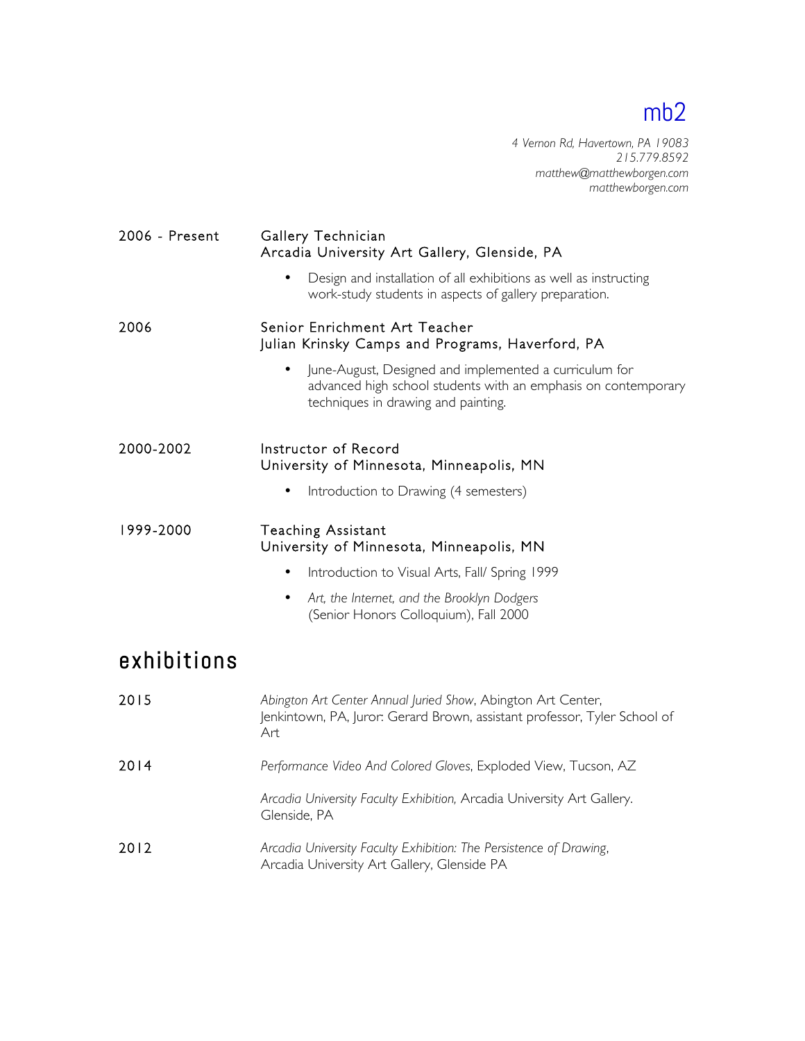mb2

*4 Vernon Rd, Havertown, PA 19083*
*215.779.8592*
*matthew@matthewborgen.com*
*matthewborgen.com*

2006 - Present

Gallery Technician
Arcadia University Art Gallery, Glenside, PA

- Design and installation of all exhibitions as well as instructing work-study students in aspects of gallery preparation.

2006

Senior Enrichment Art Teacher
Julian Krinsky Camps and Programs, Haverford, PA

- June-August, Designed and implemented a curriculum for advanced high school students with an emphasis on contemporary techniques in drawing and painting.

2000-2002

Instructor of Record
University of Minnesota, Minneapolis, MN

- Introduction to Drawing (4 semesters)

1999-2000

Teaching Assistant
University of Minnesota, Minneapolis, MN

- Introduction to Visual Arts, Fall/ Spring 1999
- *Art, the Internet, and the Brooklyn Dodgers* (Senior Honors Colloquium), Fall 2000

# exhibitions

2015

*Abington Art Center Annual Juried Show*, Abington Art Center, Jenkintown, PA, Juror: Gerard Brown, assistant professor, Tyler School of Art

2014

*Performance Video And Colored Gloves*, Exploded View, Tucson, AZ

*Arcadia University Faculty Exhibition,* Arcadia University Art Gallery. Glenside, PA

2012

*Arcadia University Faculty Exhibition: The Persistence of Drawing*, Arcadia University Art Gallery, Glenside PA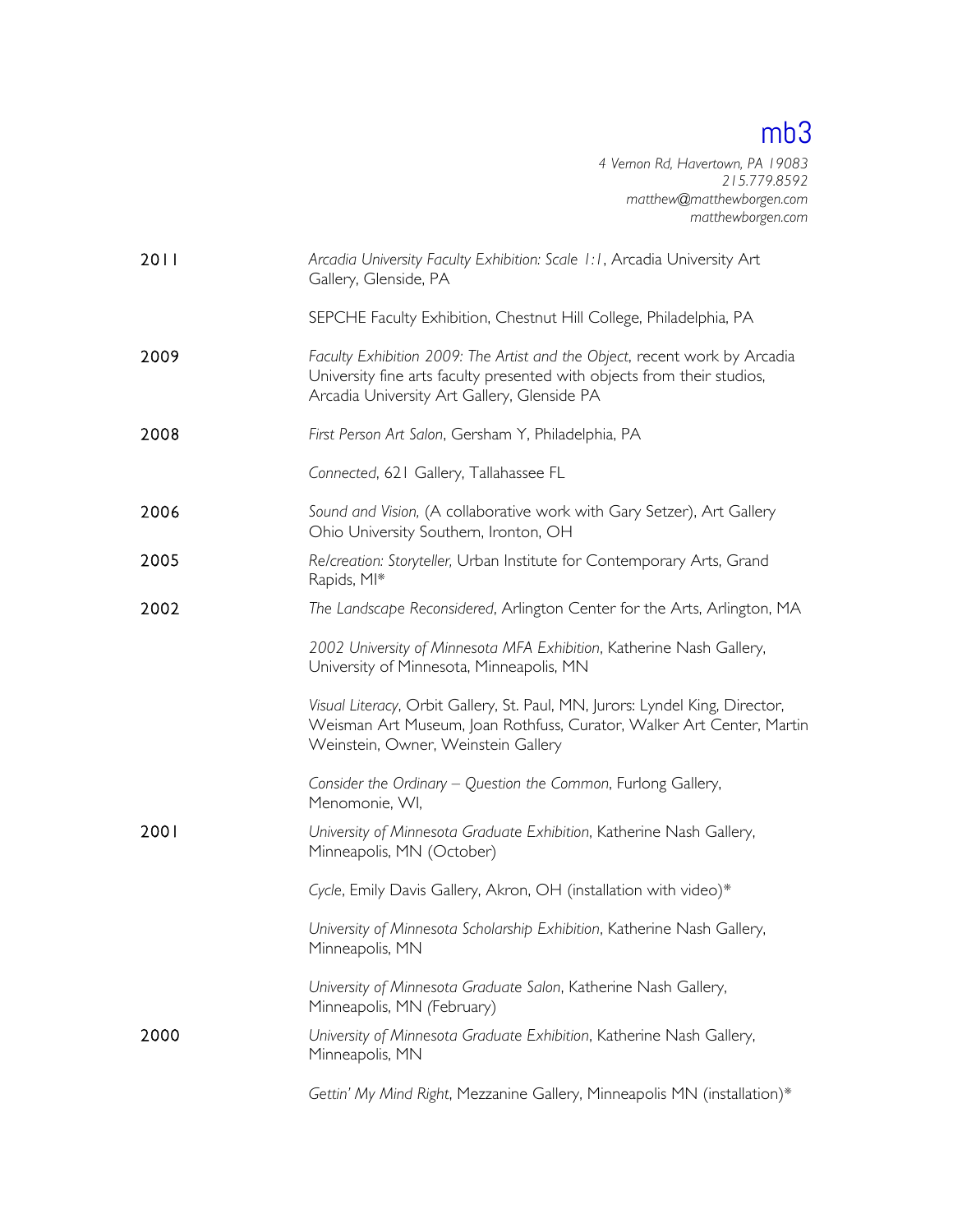mb3

*4 Vernon Rd, Havertown, PA 19083*
*215.779.8592*
*matthew@matthewborgen.com*
*matthewborgen.com*

**2011**

*Arcadia University Faculty Exhibition: Scale 1:1*, Arcadia University Art Gallery, Glenside, PA

SEPCHE Faculty Exhibition, Chestnut Hill College, Philadelphia, PA

**2009**

*Faculty Exhibition 2009: The Artist and the Object*, recent work by Arcadia University fine arts faculty presented with objects from their studios, Arcadia University Art Gallery, Glenside PA

**2008**

*First Person Art Salon*, Gersham Y, Philadelphia, PA

*Connected*, 621 Gallery, Tallahassee FL

**2006**

*Sound and Vision,* (A collaborative work with Gary Setzer), Art Gallery Ohio University Southern, Ironton, OH

**2005**

*Re/creation: Storyteller,* Urban Institute for Contemporary Arts, Grand Rapids, MI*

**2002**

*The Landscape Reconsidered*, Arlington Center for the Arts, Arlington, MA

*2002 University of Minnesota MFA Exhibition*, Katherine Nash Gallery, University of Minnesota, Minneapolis, MN

*Visual Literacy*, Orbit Gallery, St. Paul, MN, Jurors: Lyndel King, Director, Weisman Art Museum, Joan Rothfuss, Curator, Walker Art Center, Martin Weinstein, Owner, Weinstein Gallery

*Consider the Ordinary – Question the Common*, Furlong Gallery, Menomonie, WI,

**2001**

*University of Minnesota Graduate Exhibition*, Katherine Nash Gallery, Minneapolis, MN (October)

*Cycle*, Emily Davis Gallery, Akron, OH (installation with video)*

*University of Minnesota Scholarship Exhibition*, Katherine Nash Gallery, Minneapolis, MN

*University of Minnesota Graduate Salon*, Katherine Nash Gallery, Minneapolis, MN (February)

**2000**

*University of Minnesota Graduate Exhibition*, Katherine Nash Gallery, Minneapolis, MN

*Gettin' My Mind Right*, Mezzanine Gallery, Minneapolis MN (installation)*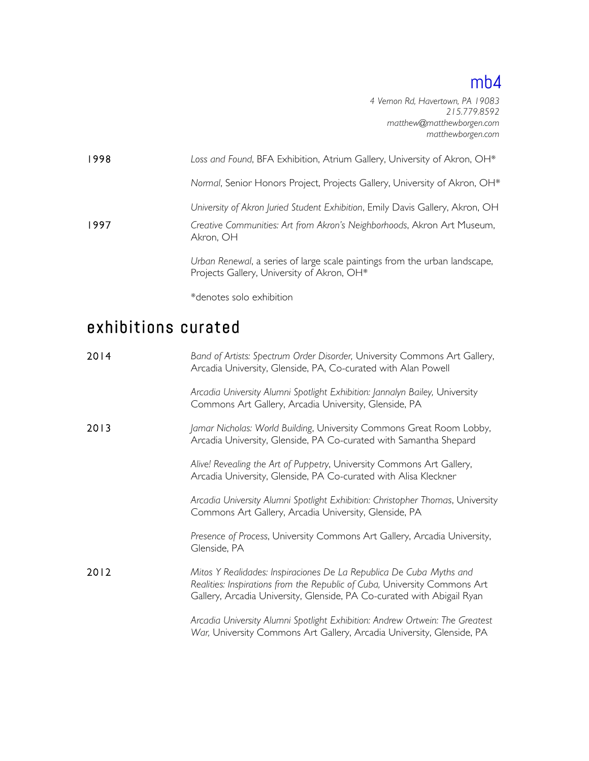mb4

*4 Vernon Rd, Havertown, PA 19083*
*215.779.8592*
*matthew@matthewborgen.com*
*matthewborgen.com*

1998 *Loss and Found*, BFA Exhibition, Atrium Gallery, University of Akron, OH*

*Normal*, Senior Honors Project, Projects Gallery, University of Akron, OH*

*University of Akron Juried Student Exhibition*, Emily Davis Gallery, Akron, OH

1997 *Creative Communities: Art from Akron's Neighborhoods*, Akron Art Museum, Akron, OH

*Urban Renewal*, a series of large scale paintings from the urban landscape, Projects Gallery, University of Akron, OH*

*denotes solo exhibition

## exhibitions curated

2014 *Band of Artists: Spectrum Order Disorder,* University Commons Art Gallery, Arcadia University, Glenside, PA, Co-curated with Alan Powell

*Arcadia University Alumni Spotlight Exhibition: Jannalyn Bailey,* University Commons Art Gallery, Arcadia University, Glenside, PA

2013 *Jamar Nicholas: World Building*, University Commons Great Room Lobby, Arcadia University, Glenside, PA Co-curated with Samantha Shepard

*Alive! Revealing the Art of Puppetry*, University Commons Art Gallery, Arcadia University, Glenside, PA Co-curated with Alisa Kleckner

*Arcadia University Alumni Spotlight Exhibition: Christopher Thomas*, University Commons Art Gallery, Arcadia University, Glenside, PA

*Presence of Process*, University Commons Art Gallery, Arcadia University, Glenside, PA

2012 *Mitos Y Realidades: Inspiraciones De La Republica De Cuba Myths and Realities: Inspirations from the Republic of Cuba,* University Commons Art Gallery, Arcadia University, Glenside, PA Co-curated with Abigail Ryan

*Arcadia University Alumni Spotlight Exhibition: Andrew Ortwein: The Greatest War,* University Commons Art Gallery, Arcadia University, Glenside, PA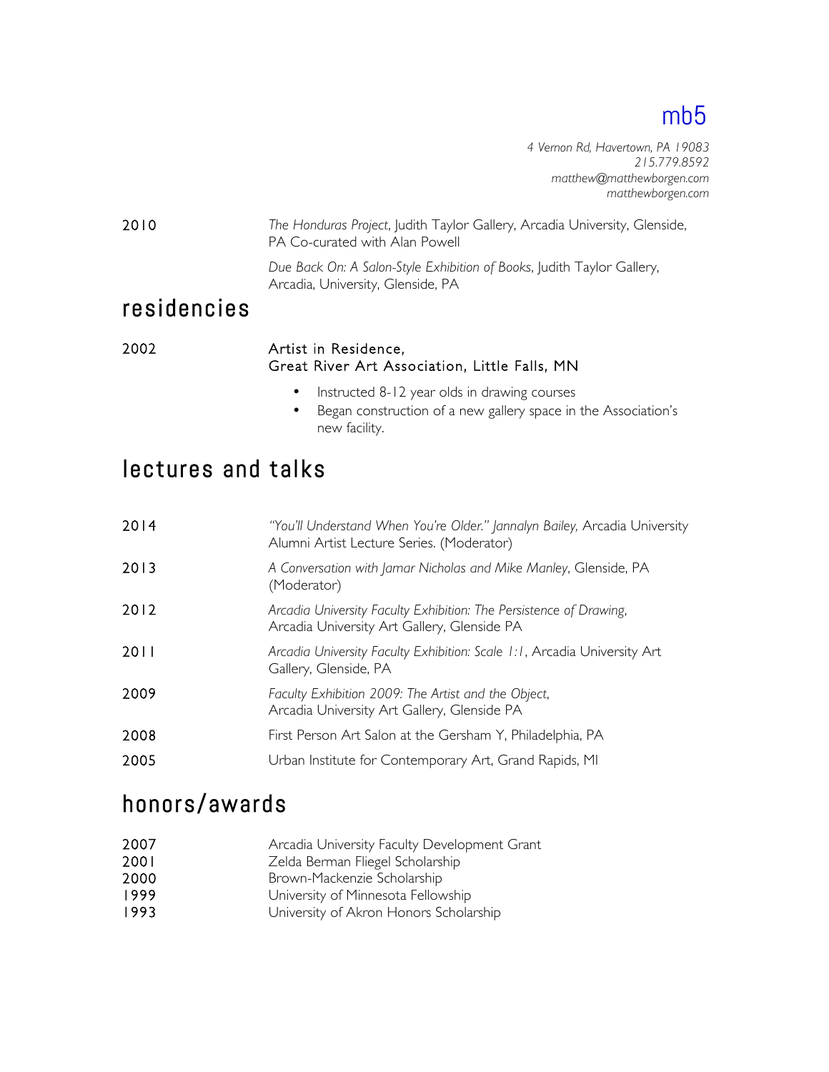mb5

*4 Vernon Rd, Havertown, PA 19083*
*215.779.8592*
*matthew@matthewborgen.com*
*matthewborgen.com*

2010 — *The Honduras Project*, Judith Taylor Gallery, Arcadia University, Glenside, PA Co-curated with Alan Powell

*Due Back On: A Salon-Style Exhibition of Books*, Judith Taylor Gallery, Arcadia, University, Glenside, PA

## residencies

2002 — Artist in Residence,
Great River Art Association, Little Falls, MN

- Instructed 8-12 year olds in drawing courses
- Began construction of a new gallery space in the Association's new facility.

## lectures and talks

2014 — *"You'll Understand When You're Older." Jannalyn Bailey,* Arcadia University Alumni Artist Lecture Series. (Moderator)

2013 — *A Conversation with Jamar Nicholas and Mike Manley*, Glenside, PA (Moderator)

2012 — *Arcadia University Faculty Exhibition: The Persistence of Drawing*, Arcadia University Art Gallery, Glenside PA

2011 — *Arcadia University Faculty Exhibition: Scale 1:1*, Arcadia University Art Gallery, Glenside, PA

2009 — *Faculty Exhibition 2009: The Artist and the Object*, Arcadia University Art Gallery, Glenside PA

2008 — First Person Art Salon at the Gersham Y, Philadelphia, PA

2005 — Urban Institute for Contemporary Art, Grand Rapids, MI

## honors/awards

2007 — Arcadia University Faculty Development Grant
2001 — Zelda Berman Fliegel Scholarship
2000 — Brown-Mackenzie Scholarship
1999 — University of Minnesota Fellowship
1993 — University of Akron Honors Scholarship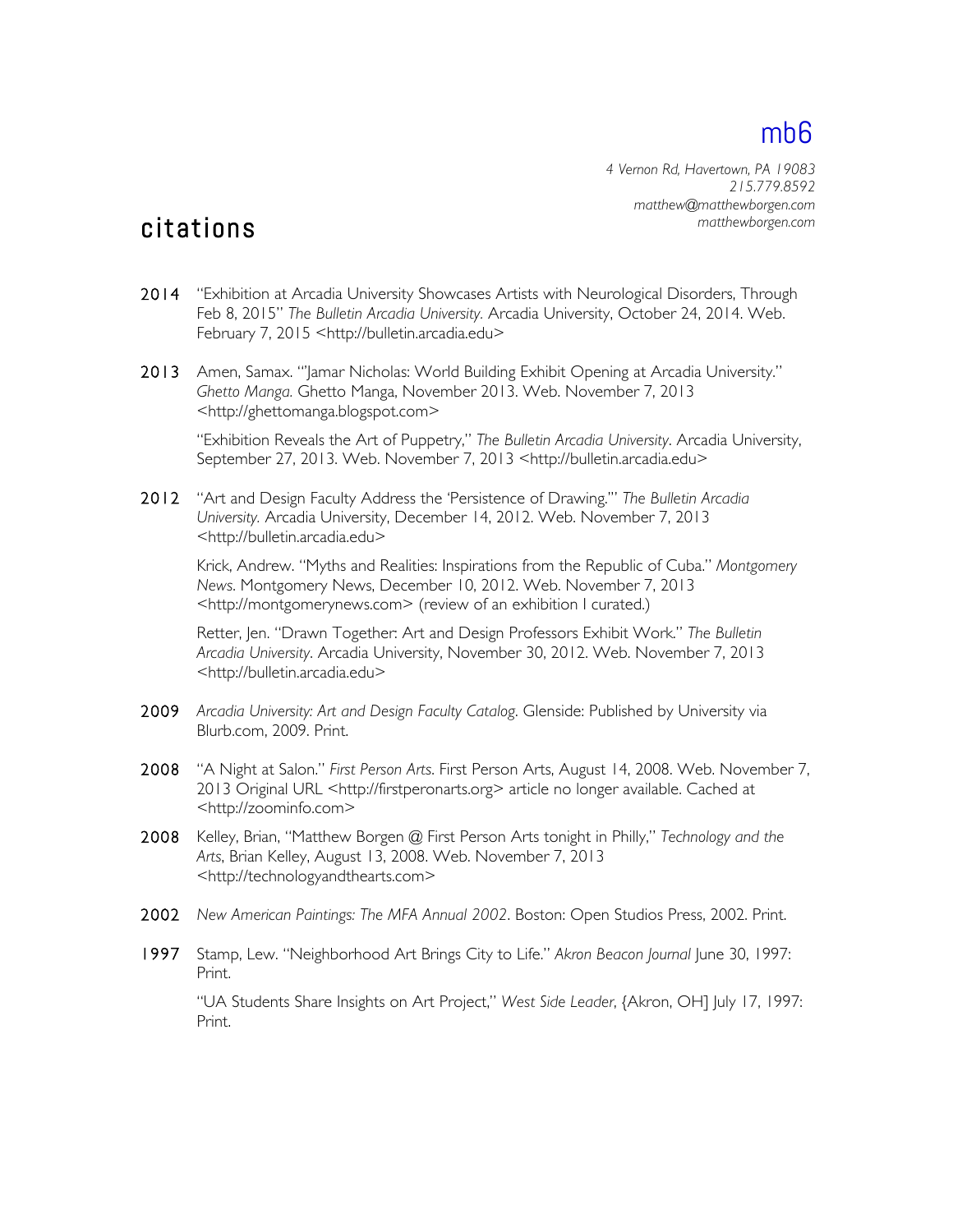# mb6

*4 Vernon Rd, Havertown, PA 19083*
*215.779.8592*
*matthew@matthewborgen.com*
*matthewborgen.com*

## citations

**2014** "Exhibition at Arcadia University Showcases Artists with Neurological Disorders, Through Feb 8, 2015" *The Bulletin Arcadia University*. Arcadia University, October 24, 2014. Web. February 7, 2015 <http://bulletin.arcadia.edu>

**2013** Amen, Samax. "'Jamar Nicholas: World Building Exhibit Opening at Arcadia University." *Ghetto Manga.* Ghetto Manga, November 2013. Web. November 7, 2013 <http://ghettomanga.blogspot.com>

"Exhibition Reveals the Art of Puppetry," *The Bulletin Arcadia University*. Arcadia University, September 27, 2013. Web. November 7, 2013 <http://bulletin.arcadia.edu>

**2012** "Art and Design Faculty Address the 'Persistence of Drawing.'" *The Bulletin Arcadia University.* Arcadia University, December 14, 2012. Web. November 7, 2013 <http://bulletin.arcadia.edu>

Krick, Andrew. "Myths and Realities: Inspirations from the Republic of Cuba." *Montgomery News*. Montgomery News, December 10, 2012. Web. November 7, 2013 <http://montgomerynews.com> (review of an exhibition I curated.)

Retter, Jen. "Drawn Together: Art and Design Professors Exhibit Work." *The Bulletin Arcadia University*. Arcadia University, November 30, 2012. Web. November 7, 2013 <http://bulletin.arcadia.edu>

**2009** *Arcadia University: Art and Design Faculty Catalog*. Glenside: Published by University via Blurb.com, 2009. Print.

**2008** "A Night at Salon." *First Person Arts*. First Person Arts, August 14, 2008. Web. November 7, 2013 Original URL <http://firstperonarts.org> article no longer available. Cached at <http://zoominfo.com>

**2008** Kelley, Brian, "Matthew Borgen @ First Person Arts tonight in Philly," *Technology and the Arts*, Brian Kelley, August 13, 2008. Web. November 7, 2013 <http://technologyandthearts.com>

**2002** *New American Paintings: The MFA Annual 2002*. Boston: Open Studios Press, 2002. Print.

**1997** Stamp, Lew. "Neighborhood Art Brings City to Life." *Akron Beacon Journal* June 30, 1997: Print.

"UA Students Share Insights on Art Project," *West Side Leader*, {Akron, OH] July 17, 1997: Print.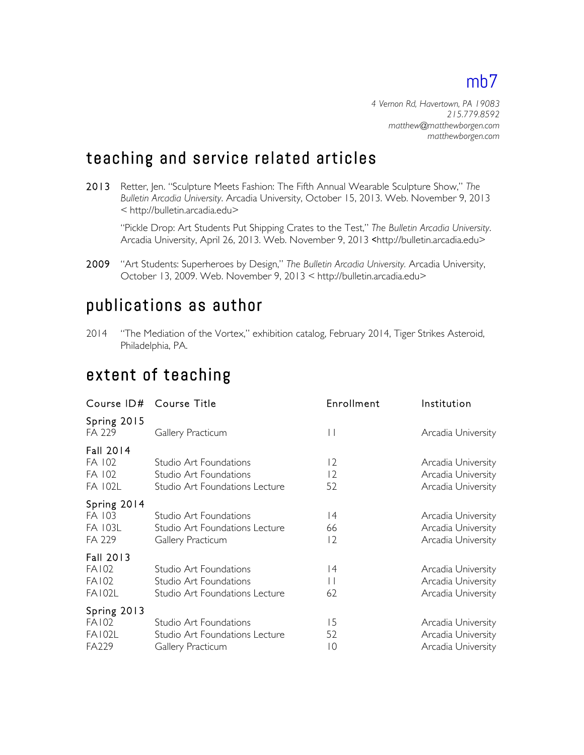# mb7

*4 Vernon Rd, Havertown, PA 19083*
*215.779.8592*
*matthew@matthewborgen.com*
*matthewborgen.com*

## teaching and service related articles

**2013** Retter, Jen. "Sculpture Meets Fashion: The Fifth Annual Wearable Sculpture Show," *The Bulletin Arcadia University*. Arcadia University, October 15, 2013. Web. November 9, 2013 < http://bulletin.arcadia.edu>

"Pickle Drop: Art Students Put Shipping Crates to the Test," *The Bulletin Arcadia University*. Arcadia University, April 26, 2013. Web. November 9, 2013 <http://bulletin.arcadia.edu>

**2009** "Art Students: Superheroes by Design," *The Bulletin Arcadia University.* Arcadia University, October 13, 2009. Web. November 9, 2013 < http://bulletin.arcadia.edu>

## publications as author

2014 "The Mediation of the Vortex," exhibition catalog, February 2014, Tiger Strikes Asteroid, Philadelphia, PA.

## extent of teaching

| Course ID# | Course Title | Enrollment | Institution |
|---|---|---|---|
| **Spring 2015** | | | |
| FA 229 | Gallery Practicum | 11 | Arcadia University |
| **Fall 2014** | | | |
| FA 102 | Studio Art Foundations | 12 | Arcadia University |
| FA 102 | Studio Art Foundations | 12 | Arcadia University |
| FA 102L | Studio Art Foundations Lecture | 52 | Arcadia University |
| **Spring 2014** | | | |
| FA 103 | Studio Art Foundations | 14 | Arcadia University |
| FA 103L | Studio Art Foundations Lecture | 66 | Arcadia University |
| FA 229 | Gallery Practicum | 12 | Arcadia University |
| **Fall 2013** | | | |
| FA102 | Studio Art Foundations | 14 | Arcadia University |
| FA102 | Studio Art Foundations | 11 | Arcadia University |
| FA102L | Studio Art Foundations Lecture | 62 | Arcadia University |
| **Spring 2013** | | | |
| FA102 | Studio Art Foundations | 15 | Arcadia University |
| FA102L | Studio Art Foundations Lecture | 52 | Arcadia University |
| FA229 | Gallery Practicum | 10 | Arcadia University |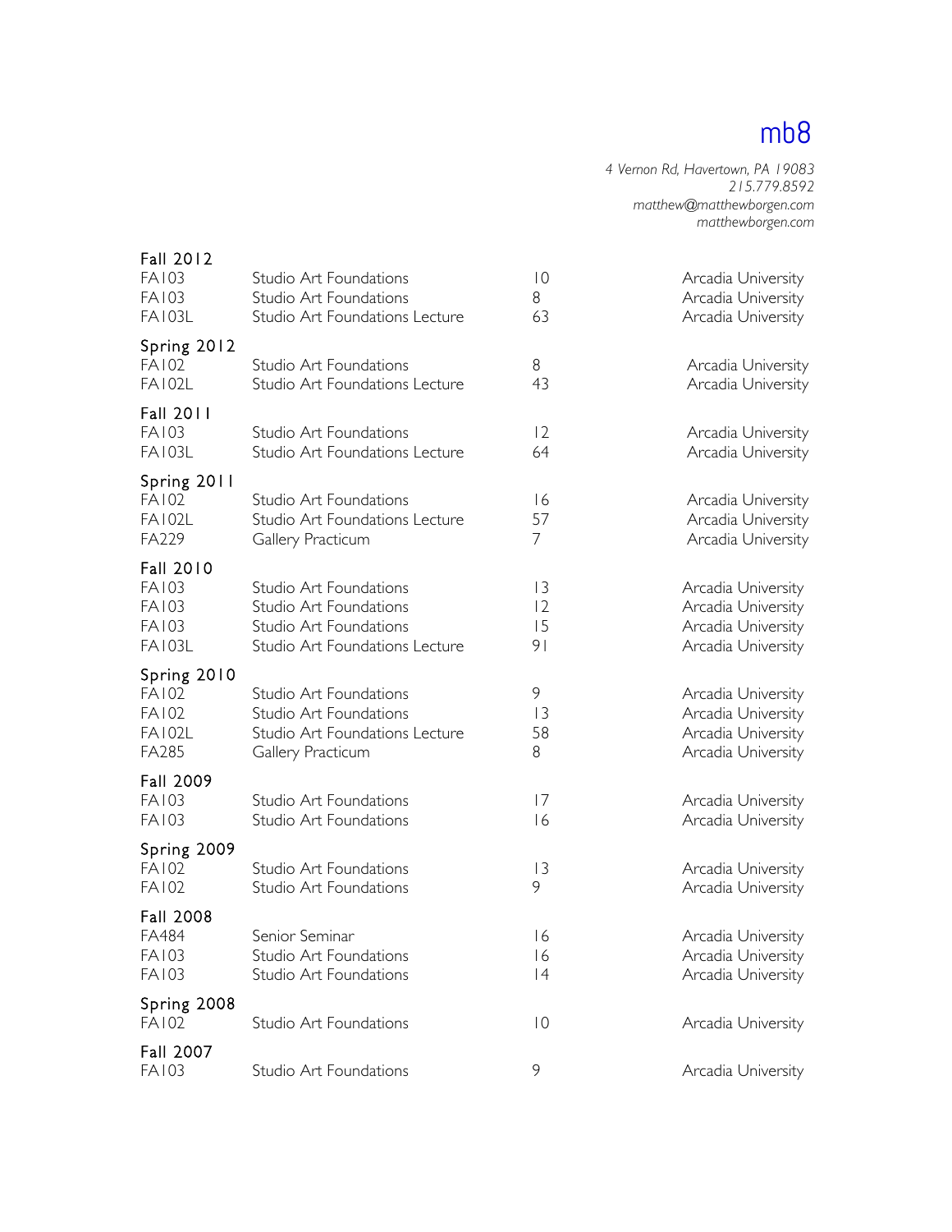mb8

*4 Vernon Rd, Havertown, PA 19083*
*215.779.8592*
*matthew@matthewborgen.com*
*matthewborgen.com*

**Fall 2012**

| | | | |
|---|---|---|---|
| FA103 | Studio Art Foundations | 10 | Arcadia University |
| FA103 | Studio Art Foundations | 8 | Arcadia University |
| FA103L | Studio Art Foundations Lecture | 63 | Arcadia University |

**Spring 2012**

| | | | |
|---|---|---|---|
| FA102 | Studio Art Foundations | 8 | Arcadia University |
| FA102L | Studio Art Foundations Lecture | 43 | Arcadia University |

**Fall 2011**

| | | | |
|---|---|---|---|
| FA103 | Studio Art Foundations | 12 | Arcadia University |
| FA103L | Studio Art Foundations Lecture | 64 | Arcadia University |

**Spring 2011**

| | | | |
|---|---|---|---|
| FA102 | Studio Art Foundations | 16 | Arcadia University |
| FA102L | Studio Art Foundations Lecture | 57 | Arcadia University |
| FA229 | Gallery Practicum | 7 | Arcadia University |

**Fall 2010**

| | | | |
|---|---|---|---|
| FA103 | Studio Art Foundations | 13 | Arcadia University |
| FA103 | Studio Art Foundations | 12 | Arcadia University |
| FA103 | Studio Art Foundations | 15 | Arcadia University |
| FA103L | Studio Art Foundations Lecture | 91 | Arcadia University |

**Spring 2010**

| | | | |
|---|---|---|---|
| FA102 | Studio Art Foundations | 9 | Arcadia University |
| FA102 | Studio Art Foundations | 13 | Arcadia University |
| FA102L | Studio Art Foundations Lecture | 58 | Arcadia University |
| FA285 | Gallery Practicum | 8 | Arcadia University |

**Fall 2009**

| | | | |
|---|---|---|---|
| FA103 | Studio Art Foundations | 17 | Arcadia University |
| FA103 | Studio Art Foundations | 16 | Arcadia University |

**Spring 2009**

| | | | |
|---|---|---|---|
| FA102 | Studio Art Foundations | 13 | Arcadia University |
| FA102 | Studio Art Foundations | 9 | Arcadia University |

**Fall 2008**

| | | | |
|---|---|---|---|
| FA484 | Senior Seminar | 16 | Arcadia University |
| FA103 | Studio Art Foundations | 16 | Arcadia University |
| FA103 | Studio Art Foundations | 14 | Arcadia University |

**Spring 2008**

| | | | |
|---|---|---|---|
| FA102 | Studio Art Foundations | 10 | Arcadia University |

**Fall 2007**

| | | | |
|---|---|---|---|
| FA103 | Studio Art Foundations | 9 | Arcadia University |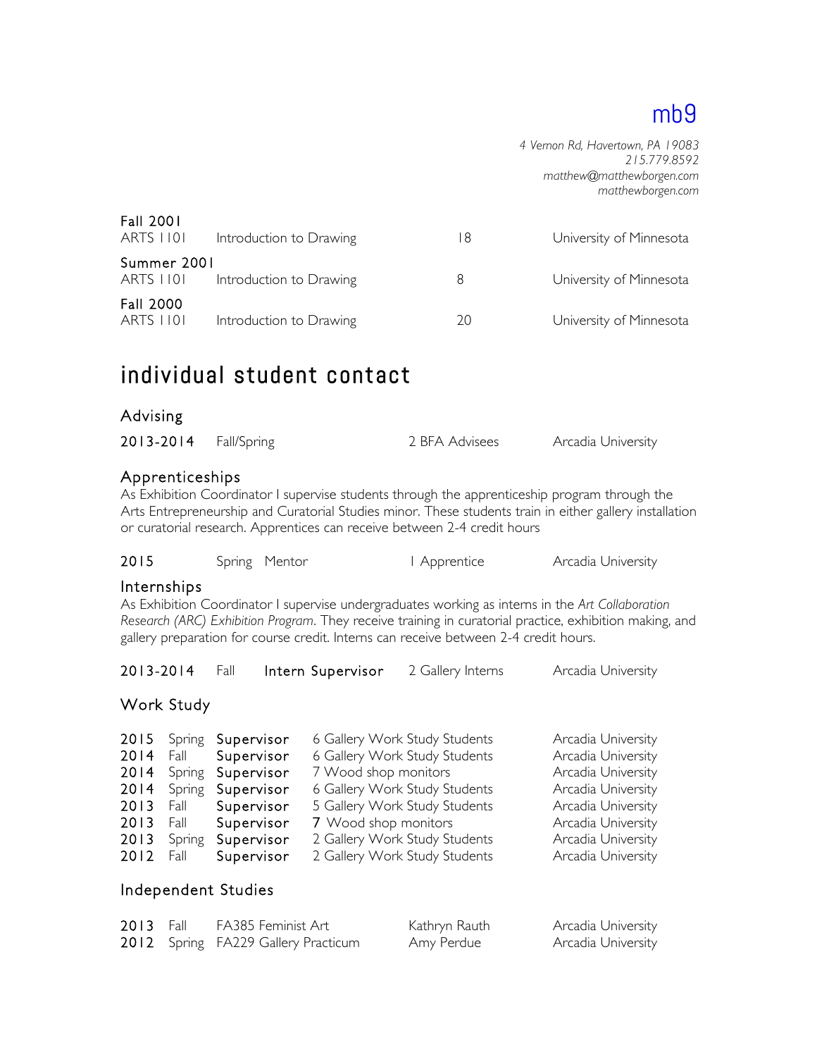Fall 2001

| | | | |
|---|---|---|---|
| ARTS 1101 | Introduction to Drawing | 18 | University of Minnesota |

Summer 2001

| | | | |
|---|---|---|---|
| ARTS 1101 | Introduction to Drawing | 8 | University of Minnesota |

Fall 2000

| | | | |
|---|---|---|---|
| ARTS 1101 | Introduction to Drawing | 20 | University of Minnesota |

# individual student contact

## Advising

| | | | |
|---|---|---|---|
| 2013-2014 | Fall/Spring | 2 BFA Advisees | Arcadia University |

## Apprenticeships

As Exhibition Coordinator I supervise students through the apprenticeship program through the Arts Entrepreneurship and Curatorial Studies minor. These students train in either gallery installation or curatorial research. Apprentices can receive between 2-4 credit hours

| | | | | |
|---|---|---|---|---|
| 2015 | Spring | Mentor | 1 Apprentice | Arcadia University |

## Internships

As Exhibition Coordinator I supervise undergraduates working as interns in the *Art Collaboration Research (ARC) Exhibition Program*. They receive training in curatorial practice, exhibition making, and gallery preparation for course credit. Interns can receive between 2-4 credit hours.

| | | | | |
|---|---|---|---|---|
| 2013-2014 | Fall | Intern Supervisor | 2 Gallery Interns | Arcadia University |

## Work Study

| | | | | |
|---|---|---|---|---|
| 2015 | Spring | Supervisor | 6 Gallery Work Study Students | Arcadia University |
| 2014 | Fall | Supervisor | 6 Gallery Work Study Students | Arcadia University |
| 2014 | Spring | Supervisor | 7 Wood shop monitors | Arcadia University |
| 2014 | Spring | Supervisor | 6 Gallery Work Study Students | Arcadia University |
| 2013 | Fall | Supervisor | 5 Gallery Work Study Students | Arcadia University |
| 2013 | Fall | Supervisor | 7 Wood shop monitors | Arcadia University |
| 2013 | Spring | Supervisor | 2 Gallery Work Study Students | Arcadia University |
| 2012 | Fall | Supervisor | 2 Gallery Work Study Students | Arcadia University |

## Independent Studies

| | | | | |
|---|---|---|---|---|
| 2013 | Fall | FA385 Feminist Art | Kathryn Rauth | Arcadia University |
| 2012 | Spring | FA229 Gallery Practicum | Amy Perdue | Arcadia University |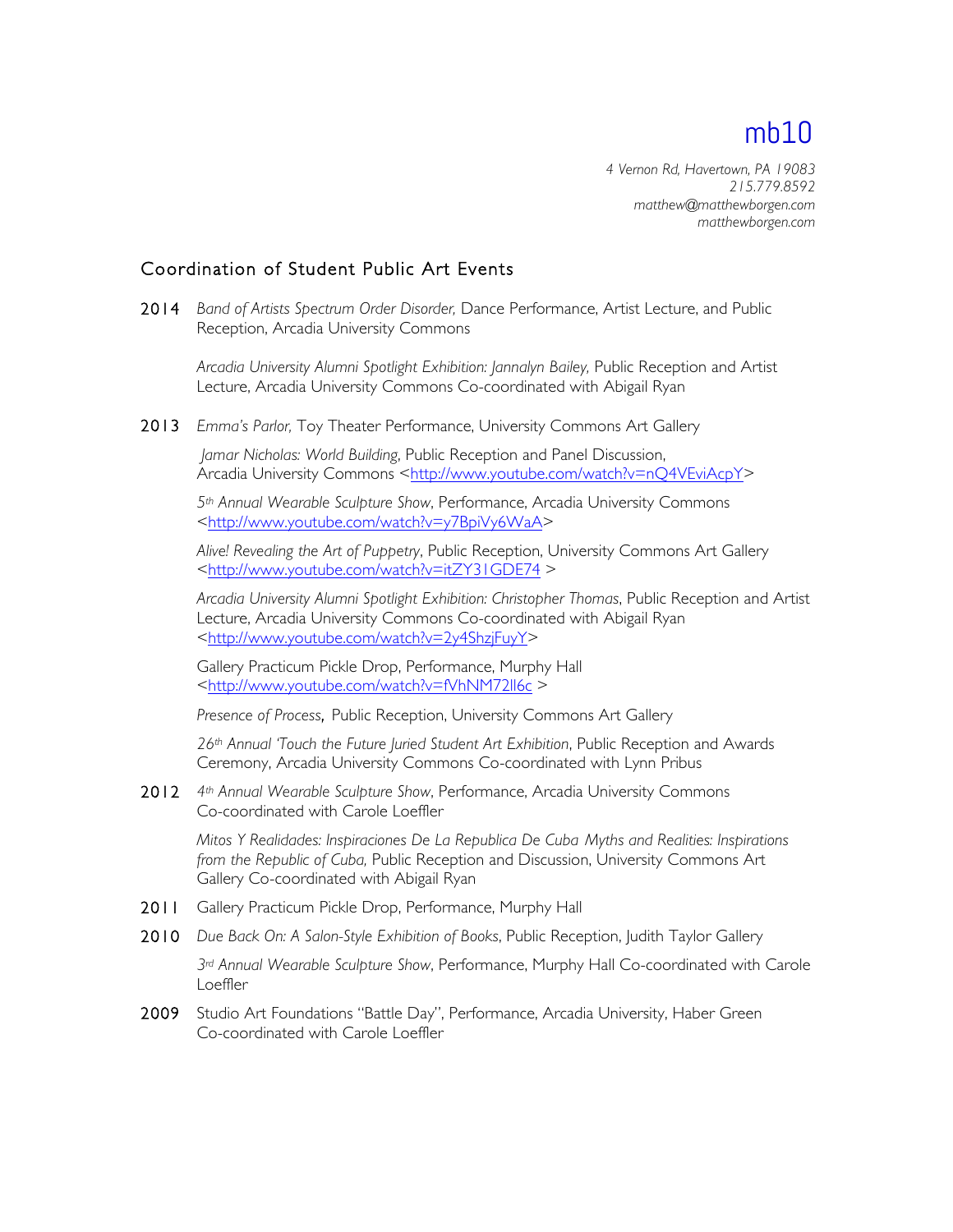# mb10

*4 Vernon Rd, Havertown, PA 19083*
*215.779.8592*
*matthew@matthewborgen.com*
*matthewborgen.com*

## Coordination of Student Public Art Events

**2014** *Band of Artists Spectrum Order Disorder,* Dance Performance, Artist Lecture, and Public Reception, Arcadia University Commons

*Arcadia University Alumni Spotlight Exhibition: Jannalyn Bailey,* Public Reception and Artist Lecture, Arcadia University Commons Co-coordinated with Abigail Ryan

**2013** *Emma's Parlor,* Toy Theater Performance, University Commons Art Gallery

*Jamar Nicholas: World Building*, Public Reception and Panel Discussion, Arcadia University Commons <http://www.youtube.com/watch?v=nQ4VEviAcpY>

*5th Annual Wearable Sculpture Show*, Performance, Arcadia University Commons <http://www.youtube.com/watch?v=y7BpiVy6WaA>

*Alive! Revealing the Art of Puppetry*, Public Reception, University Commons Art Gallery <http://www.youtube.com/watch?v=itZY31GDE74 >

*Arcadia University Alumni Spotlight Exhibition: Christopher Thomas*, Public Reception and Artist Lecture, Arcadia University Commons Co-coordinated with Abigail Ryan <http://www.youtube.com/watch?v=2y4ShzjFuyY>

Gallery Practicum Pickle Drop, Performance, Murphy Hall <http://www.youtube.com/watch?v=fVhNM72lI6c >

*Presence of Process*, Public Reception, University Commons Art Gallery

*26th Annual 'Touch the Future Juried Student Art Exhibition*, Public Reception and Awards Ceremony, Arcadia University Commons Co-coordinated with Lynn Pribus

**2012** *4th Annual Wearable Sculpture Show*, Performance, Arcadia University Commons Co-coordinated with Carole Loeffler

*Mitos Y Realidades: Inspiraciones De La Republica De Cuba Myths and Realities: Inspirations from the Republic of Cuba,* Public Reception and Discussion, University Commons Art Gallery Co-coordinated with Abigail Ryan

**2011** Gallery Practicum Pickle Drop, Performance, Murphy Hall

**2010** *Due Back On: A Salon-Style Exhibition of Books*, Public Reception, Judith Taylor Gallery

*3rd Annual Wearable Sculpture Show*, Performance, Murphy Hall Co-coordinated with Carole Loeffler

**2009** Studio Art Foundations "Battle Day", Performance, Arcadia University, Haber Green Co-coordinated with Carole Loeffler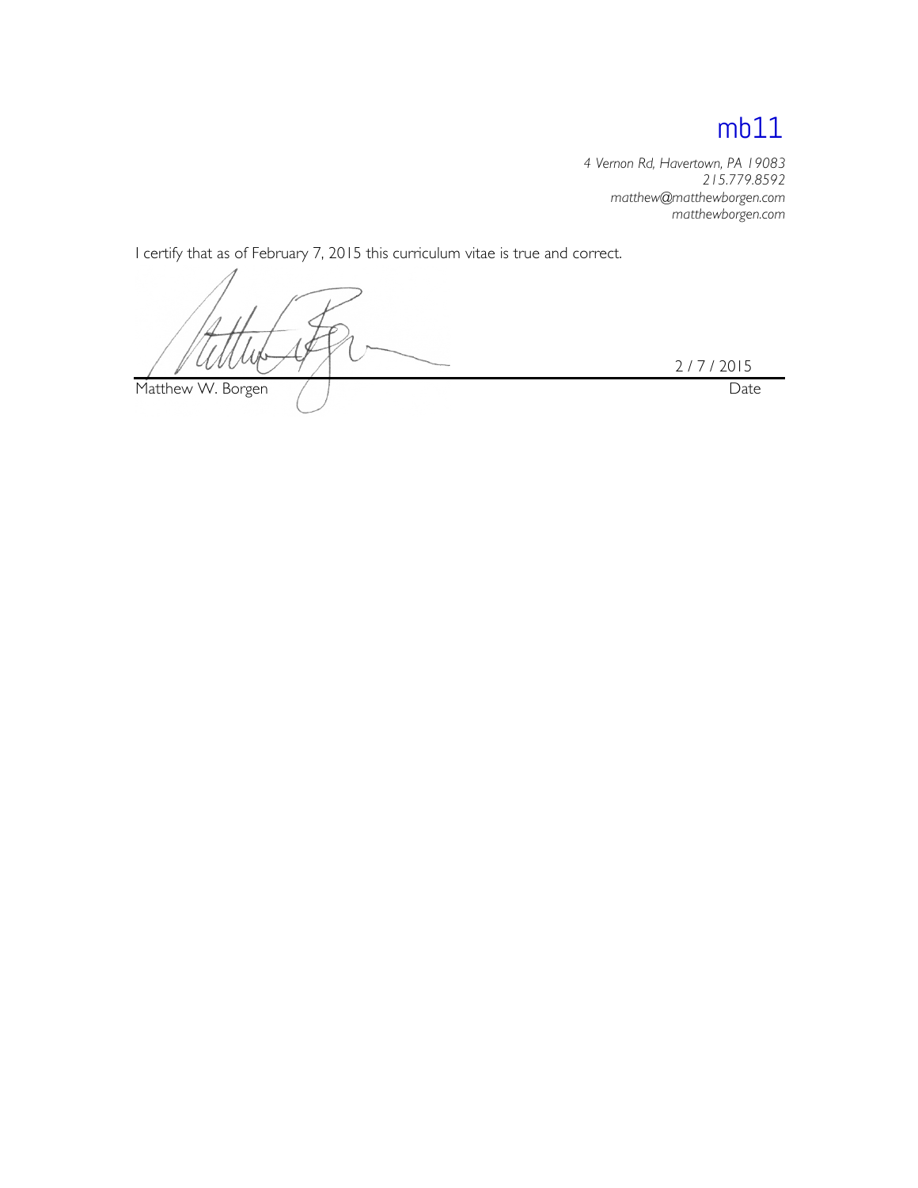mb11

*4 Vernon Rd, Havertown, PA 19083*
*215.779.8592*
*matthew@matthewborgen.com*
*matthewborgen.com*

I certify that as of February 7, 2015 this curriculum vitae is true and correct.

| | |
|---|---|
| | 2 / 7 / 2015 |
| Matthew W. Borgen | Date |